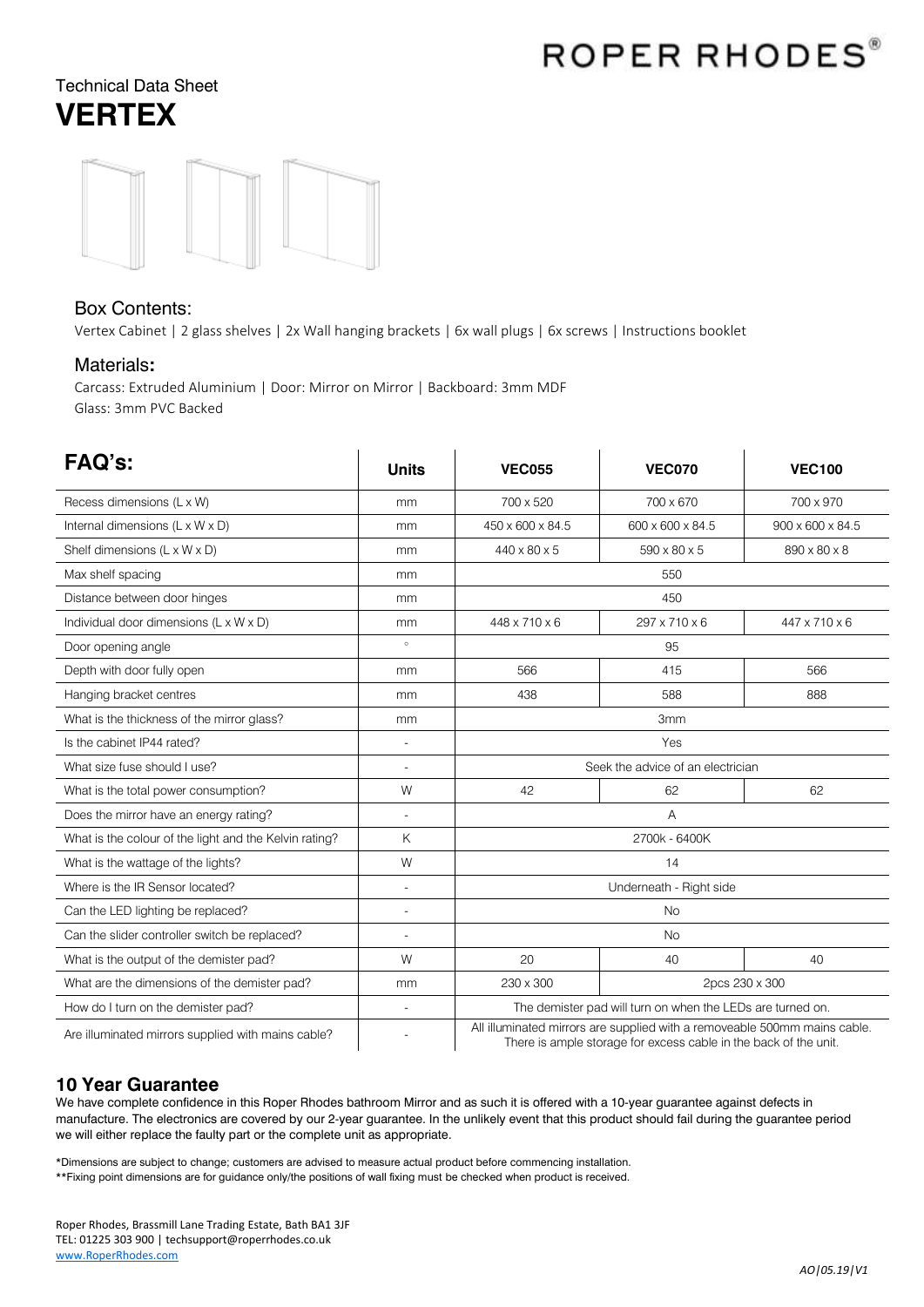ROPER RHODES®

Technical Data Sheet

# VERTEX

### Box Contents:

Vertex Cabinet | 2 glass shelves | 2x Wall hanging brackets | 6x wall plugs | 6x screws | Instructions booklet

### Materials:

Carcass: Extruded Aluminium | Door: Mirror on Mirror | Backboard: 3mm MDF
Glass: 3mm PVC Backed

| FAQ's: | Units | VEC055 | VEC070 | VEC100 |
|---|---|---|---|---|
| Recess dimensions (L x W) | mm | 700 x 520 | 700 x 670 | 700 x 970 |
| Internal dimensions (L x W x D) | mm | 450 x 600 x 84.5 | 600 x 600 x 84.5 | 900 x 600 x 84.5 |
| Shelf dimensions (L x W x D) | mm | 440 x 80 x 5 | 590 x 80 x 5 | 890 x 80 x 8 |
| Max shelf spacing | mm | 550 | | |
| Distance between door hinges | mm | 450 | | |
| Individual door dimensions (L x W x D) | mm | 448 x 710 x 6 | 297 x 710 x 6 | 447 x 710 x 6 |
| Door opening angle | ° | 95 | | |
| Depth with door fully open | mm | 566 | 415 | 566 |
| Hanging bracket centres | mm | 438 | 588 | 888 |
| What is the thickness of the mirror glass? | mm | 3mm | | |
| Is the cabinet IP44 rated? | - | Yes | | |
| What size fuse should I use? | - | Seek the advice of an electrician | | |
| What is the total power consumption? | W | 42 | 62 | 62 |
| Does the mirror have an energy rating? | - | A | | |
| What is the colour of the light and the Kelvin rating? | K | 2700k - 6400K | | |
| What is the wattage of the lights? | W | 14 | | |
| Where is the IR Sensor located? | - | Underneath - Right side | | |
| Can the LED lighting be replaced? | - | No | | |
| Can the slider controller switch be replaced? | - | No | | |
| What is the output of the demister pad? | W | 20 | 40 | 40 |
| What are the dimensions of the demister pad? | mm | 230 x 300 | 2pcs 230 x 300 | |
| How do I turn on the demister pad? | - | The demister pad will turn on when the LEDs are turned on. | | |
| Are illuminated mirrors supplied with mains cable? | - | All illuminated mirrors are supplied with a removeable 500mm mains cable. There is ample storage for excess cable in the back of the unit. | | |

## 10 Year Guarantee

We have complete confidence in this Roper Rhodes bathroom Mirror and as such it is offered with a 10-year guarantee against defects in manufacture. The electronics are covered by our 2-year guarantee. In the unlikely event that this product should fail during the guarantee period we will either replace the faulty part or the complete unit as appropriate.

*Dimensions are subject to change; customers are advised to measure actual product before commencing installation.
**Fixing point dimensions are for guidance only/the positions of wall fixing must be checked when product is received.

Roper Rhodes, Brassmill Lane Trading Estate, Bath BA1 3JF
TEL: 01225 303 900 | techsupport@roperrhodes.co.uk
www.RoperRhodes.com

*AO|05.19|V1*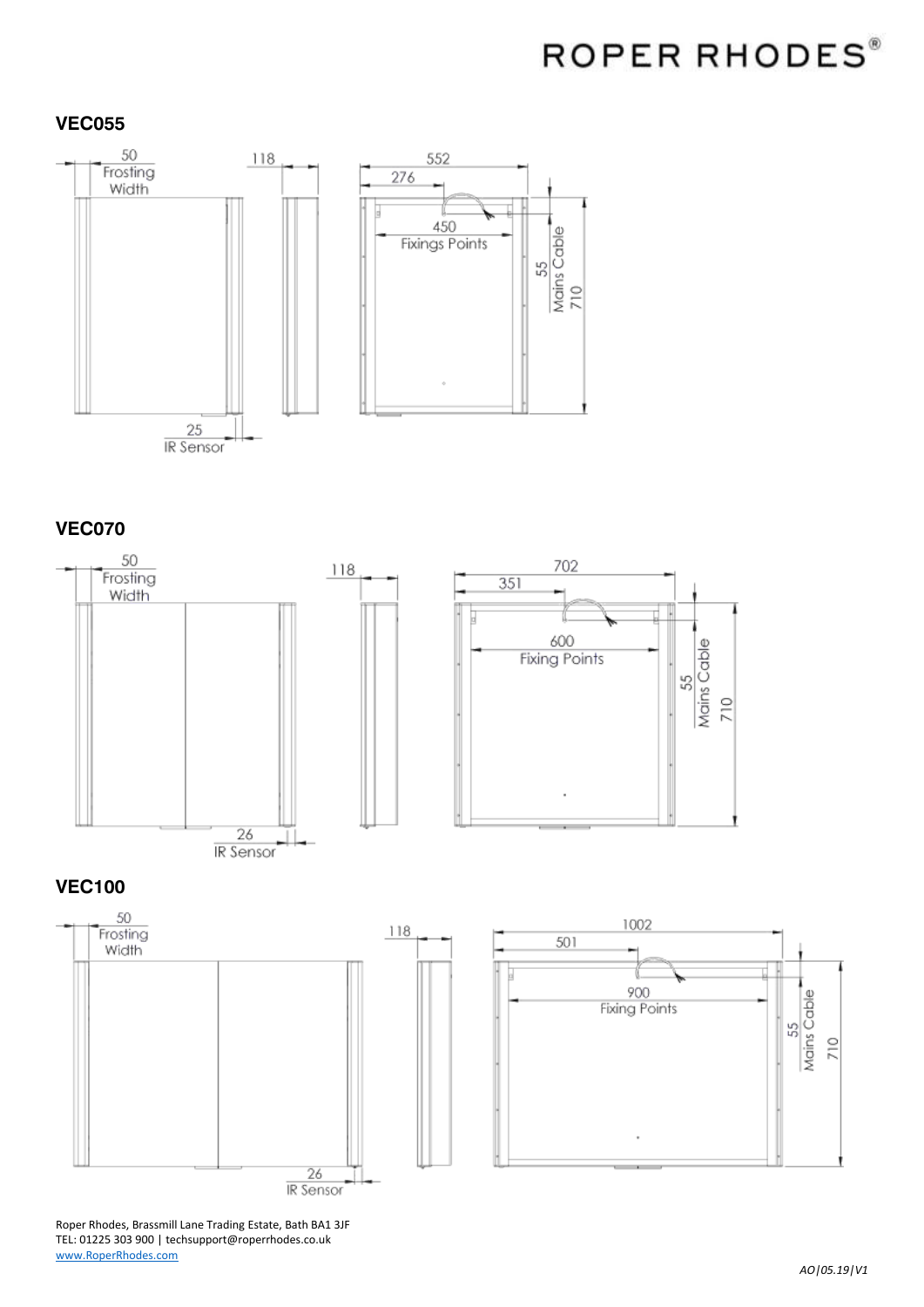ROPER RHODES®

## VEC055

50
Frosting
Width

118

552

276

450
Fixings Points

55
Mains Cable

710

25
IR Sensor

## VEC070

50
Frosting
Width

118

702

351

600
Fixing Points

55
Mains Cable

710

26
IR Sensor

## VEC100

50
Frosting
Width

118

1002

501

900
Fixing Points

55
Mains Cable

710

26
IR Sensor

Roper Rhodes, Brassmill Lane Trading Estate, Bath BA1 3JF
TEL: 01225 303 900 | techsupport@roperrhodes.co.uk
www.RoperRhodes.com

*AO|05.19|V1*